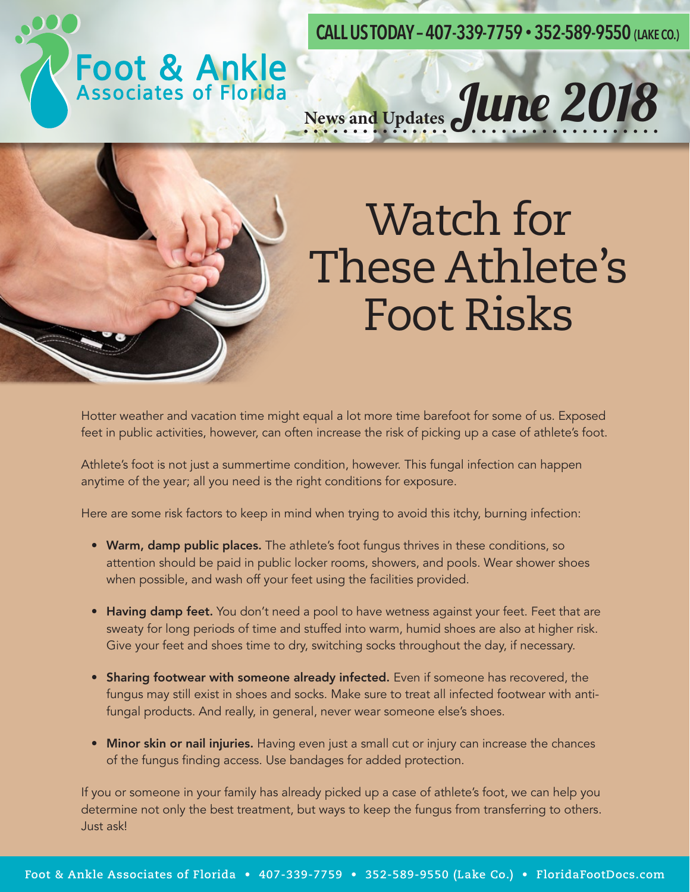CALL US TODAY – 407-339-7759 • 352-589-9550 (LAKE CO.)

Foot & Ankle Associates of Florida

News and Updates *June 2018*

# Watch for These Athlete's Foot Risks

Hotter weather and vacation time might equal a lot more time barefoot for some of us. Exposed feet in public activities, however, can often increase the risk of picking up a case of athlete's foot.

Athlete's foot is not just a summertime condition, however. This fungal infection can happen anytime of the year; all you need is the right conditions for exposure.

Here are some risk factors to keep in mind when trying to avoid this itchy, burning infection:

- **Warm, damp public places.** The athlete's foot fungus thrives in these conditions, so attention should be paid in public locker rooms, showers, and pools. Wear shower shoes when possible, and wash off your feet using the facilities provided.
- **Having damp feet.** You don't need a pool to have wetness against your feet. Feet that are sweaty for long periods of time and stuffed into warm, humid shoes are also at higher risk. Give your feet and shoes time to dry, switching socks throughout the day, if necessary.
- **Sharing footwear with someone already infected.** Even if someone has recovered, the fungus may still exist in shoes and socks. Make sure to treat all infected footwear with anti-fungal products. And really, in general, never wear someone else's shoes.
- **Minor skin or nail injuries.** Having even just a small cut or injury can increase the chances of the fungus finding access. Use bandages for added protection.

If you or someone in your family has already picked up a case of athlete's foot, we can help you determine not only the best treatment, but ways to keep the fungus from transferring to others. Just ask!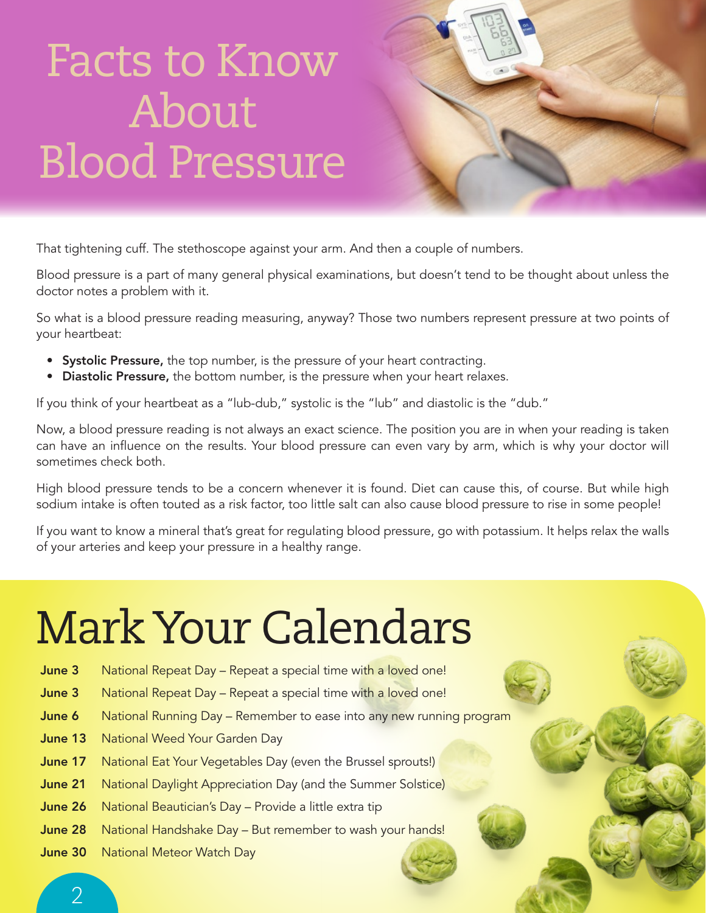# Facts to Know About Blood Pressure

That tightening cuff. The stethoscope against your arm. And then a couple of numbers.

Blood pressure is a part of many general physical examinations, but doesn't tend to be thought about unless the doctor notes a problem with it.

So what is a blood pressure reading measuring, anyway? Those two numbers represent pressure at two points of your heartbeat:

- **Systolic Pressure,** the top number, is the pressure of your heart contracting.
- **Diastolic Pressure,** the bottom number, is the pressure when your heart relaxes.

If you think of your heartbeat as a "lub-dub," systolic is the "lub" and diastolic is the "dub."

Now, a blood pressure reading is not always an exact science. The position you are in when your reading is taken can have an influence on the results. Your blood pressure can even vary by arm, which is why your doctor will sometimes check both.

High blood pressure tends to be a concern whenever it is found. Diet can cause this, of course. But while high sodium intake is often touted as a risk factor, too little salt can also cause blood pressure to rise in some people!

If you want to know a mineral that's great for regulating blood pressure, go with potassium. It helps relax the walls of your arteries and keep your pressure in a healthy range.

# Mark Your Calendars

| | |
|---|---|
| **June 3** | National Repeat Day – Repeat a special time with a loved one! |
| **June 3** | National Repeat Day – Repeat a special time with a loved one! |
| **June 6** | National Running Day – Remember to ease into any new running program |
| **June 13** | National Weed Your Garden Day |
| **June 17** | National Eat Your Vegetables Day (even the Brussel sprouts!) |
| **June 21** | National Daylight Appreciation Day (and the Summer Solstice) |
| **June 26** | National Beautician's Day – Provide a little extra tip |
| **June 28** | National Handshake Day – But remember to wash your hands! |
| **June 30** | National Meteor Watch Day |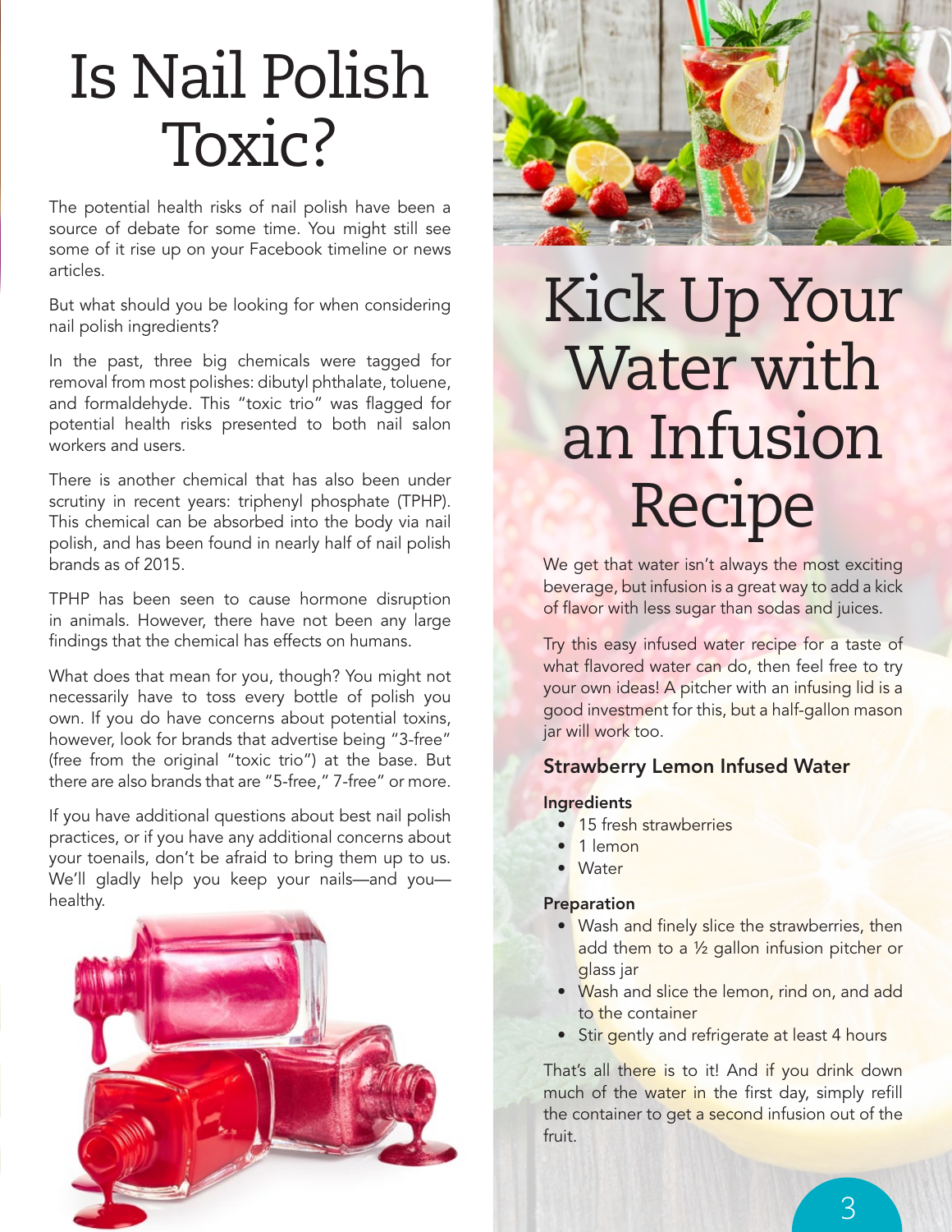# Is Nail Polish Toxic?

The potential health risks of nail polish have been a source of debate for some time. You might still see some of it rise up on your Facebook timeline or news articles.

But what should you be looking for when considering nail polish ingredients?

In the past, three big chemicals were tagged for removal from most polishes: dibutyl phthalate, toluene, and formaldehyde. This "toxic trio" was flagged for potential health risks presented to both nail salon workers and users.

There is another chemical that has also been under scrutiny in recent years: triphenyl phosphate (TPHP). This chemical can be absorbed into the body via nail polish, and has been found in nearly half of nail polish brands as of 2015.

TPHP has been seen to cause hormone disruption in animals. However, there have not been any large findings that the chemical has effects on humans.

What does that mean for you, though? You might not necessarily have to toss every bottle of polish you own. If you do have concerns about potential toxins, however, look for brands that advertise being "3-free" (free from the original "toxic trio") at the base. But there are also brands that are "5-free," 7-free" or more.

If you have additional questions about best nail polish practices, or if you have any additional concerns about your toenails, don't be afraid to bring them up to us. We'll gladly help you keep your nails—and you—healthy.

# Kick Up Your Water with an Infusion Recipe

We get that water isn't always the most exciting beverage, but infusion is a great way to add a kick of flavor with less sugar than sodas and juices.

Try this easy infused water recipe for a taste of what flavored water can do, then feel free to try your own ideas! A pitcher with an infusing lid is a good investment for this, but a half-gallon mason jar will work too.

### Strawberry Lemon Infused Water

**Ingredients**

- 15 fresh strawberries
- 1 lemon
- Water

**Preparation**

- Wash and finely slice the strawberries, then add them to a ½ gallon infusion pitcher or glass jar
- Wash and slice the lemon, rind on, and add to the container
- Stir gently and refrigerate at least 4 hours

That's all there is to it! And if you drink down much of the water in the first day, simply refill the container to get a second infusion out of the fruit.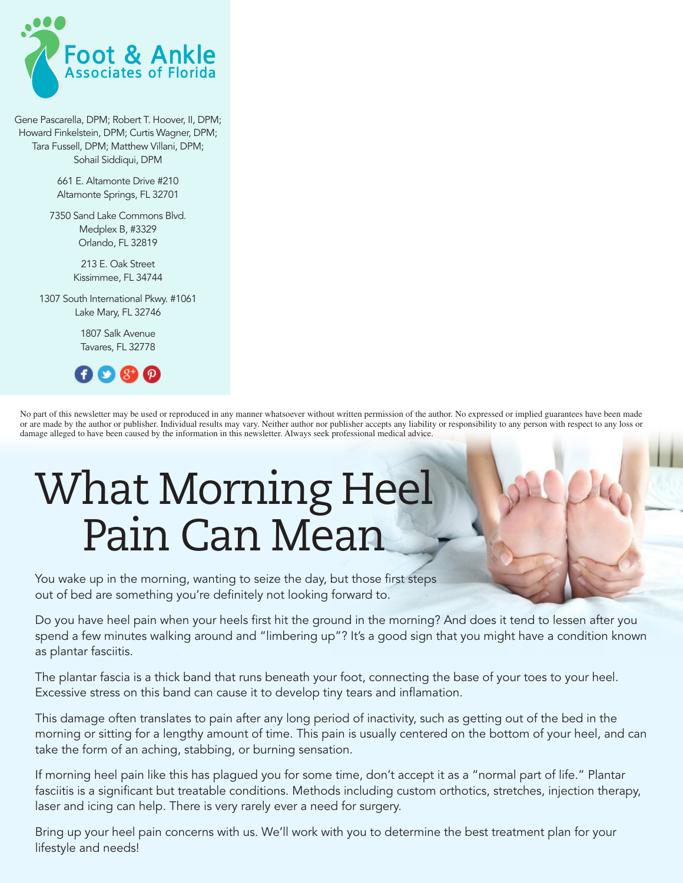Foot & Ankle Associates of Florida

Gene Pascarella, DPM; Robert T. Hoover, II, DPM; Howard Finkelstein, DPM; Curtis Wagner, DPM; Tara Fussell, DPM; Matthew Villani, DPM; Sohail Siddiqui, DPM

661 E. Altamonte Drive #210
Altamonte Springs, FL 32701

7350 Sand Lake Commons Blvd.
Medplex B, #3329
Orlando, FL 32819

213 E. Oak Street
Kissimmee, FL 34744

1307 South International Pkwy. #1061
Lake Mary, FL 32746

1807 Salk Avenue
Tavares, FL 32778

No part of this newsletter may be used or reproduced in any manner whatsoever without written permission of the author. No expressed or implied guarantees have been made or are made by the author or publisher. Individual results may vary. Neither author nor publisher accepts any liability or responsibility to any person with respect to any loss or damage alleged to have been caused by the information in this newsletter. Always seek professional medical advice.

# What Morning Heel Pain Can Mean

You wake up in the morning, wanting to seize the day, but those first steps out of bed are something you're definitely not looking forward to.

Do you have heel pain when your heels first hit the ground in the morning? And does it tend to lessen after you spend a few minutes walking around and "limbering up"? It's a good sign that you might have a condition known as plantar fasciitis.

The plantar fascia is a thick band that runs beneath your foot, connecting the base of your toes to your heel. Excessive stress on this band can cause it to develop tiny tears and inflamation.

This damage often translates to pain after any long period of inactivity, such as getting out of the bed in the morning or sitting for a lengthy amount of time. This pain is usually centered on the bottom of your heel, and can take the form of an aching, stabbing, or burning sensation.

If morning heel pain like this has plagued you for some time, don't accept it as a "normal part of life." Plantar fasciitis is a significant but treatable conditions. Methods including custom orthotics, stretches, injection therapy, laser and icing can help. There is very rarely ever a need for surgery.

Bring up your heel pain concerns with us. We'll work with you to determine the best treatment plan for your lifestyle and needs!